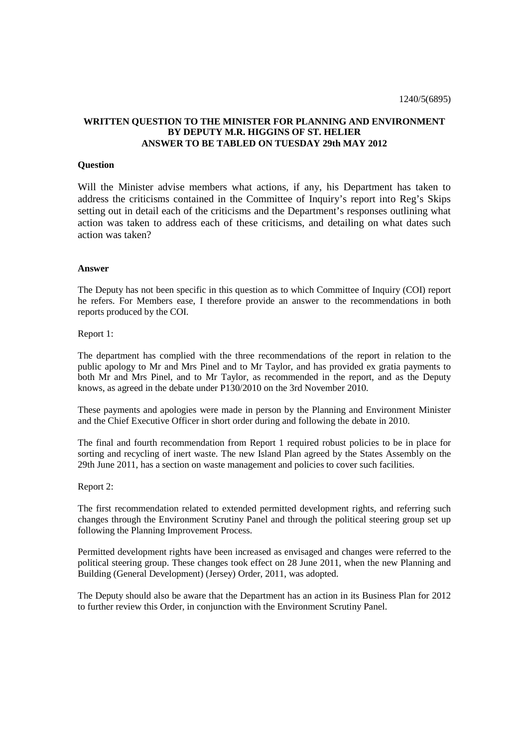1240/5(6895)

**WRITTEN QUESTION TO THE MINISTER FOR PLANNING AND ENVIRONMENT BY DEPUTY M.R. HIGGINS OF ST. HELIER ANSWER TO BE TABLED ON TUESDAY 29th MAY 2012**

**Question**

Will the Minister advise members what actions, if any, his Department has taken to address the criticisms contained in the Committee of Inquiry's report into Reg's Skips setting out in detail each of the criticisms and the Department's responses outlining what action was taken to address each of these criticisms, and detailing on what dates such action was taken?

**Answer**

The Deputy has not been specific in this question as to which Committee of Inquiry (COI) report he refers. For Members ease, I therefore provide an answer to the recommendations in both reports produced by the COI.

Report 1:

The department has complied with the three recommendations of the report in relation to the public apology to Mr and Mrs Pinel and to Mr Taylor, and has provided ex gratia payments to both Mr and Mrs Pinel, and to Mr Taylor, as recommended in the report, and as the Deputy knows, as agreed in the debate under P130/2010 on the 3rd November 2010.

These payments and apologies were made in person by the Planning and Environment Minister and the Chief Executive Officer in short order during and following the debate in 2010.

The final and fourth recommendation from Report 1 required robust policies to be in place for sorting and recycling of inert waste. The new Island Plan agreed by the States Assembly on the 29th June 2011, has a section on waste management and policies to cover such facilities.

Report 2:

The first recommendation related to extended permitted development rights, and referring such changes through the Environment Scrutiny Panel and through the political steering group set up following the Planning Improvement Process.

Permitted development rights have been increased as envisaged and changes were referred to the political steering group. These changes took effect on 28 June 2011, when the new Planning and Building (General Development) (Jersey) Order, 2011, was adopted.

The Deputy should also be aware that the Department has an action in its Business Plan for 2012 to further review this Order, in conjunction with the Environment Scrutiny Panel.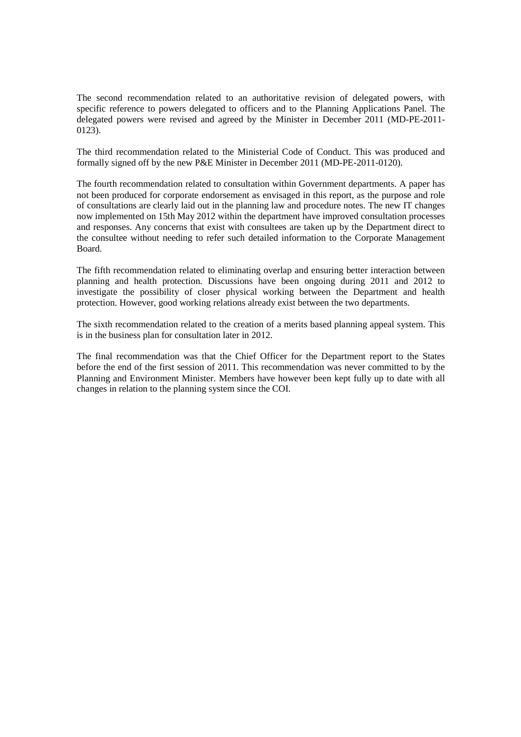The second recommendation related to an authoritative revision of delegated powers, with specific reference to powers delegated to officers and to the Planning Applications Panel. The delegated powers were revised and agreed by the Minister in December 2011 (MD-PE-2011-0123).

The third recommendation related to the Ministerial Code of Conduct. This was produced and formally signed off by the new P&E Minister in December 2011 (MD-PE-2011-0120).

The fourth recommendation related to consultation within Government departments. A paper has not been produced for corporate endorsement as envisaged in this report, as the purpose and role of consultations are clearly laid out in the planning law and procedure notes. The new IT changes now implemented on 15th May 2012 within the department have improved consultation processes and responses. Any concerns that exist with consultees are taken up by the Department direct to the consultee without needing to refer such detailed information to the Corporate Management Board.

The fifth recommendation related to eliminating overlap and ensuring better interaction between planning and health protection. Discussions have been ongoing during 2011 and 2012 to investigate the possibility of closer physical working between the Department and health protection. However, good working relations already exist between the two departments.

The sixth recommendation related to the creation of a merits based planning appeal system. This is in the business plan for consultation later in 2012.

The final recommendation was that the Chief Officer for the Department report to the States before the end of the first session of 2011. This recommendation was never committed to by the Planning and Environment Minister. Members have however been kept fully up to date with all changes in relation to the planning system since the COI.